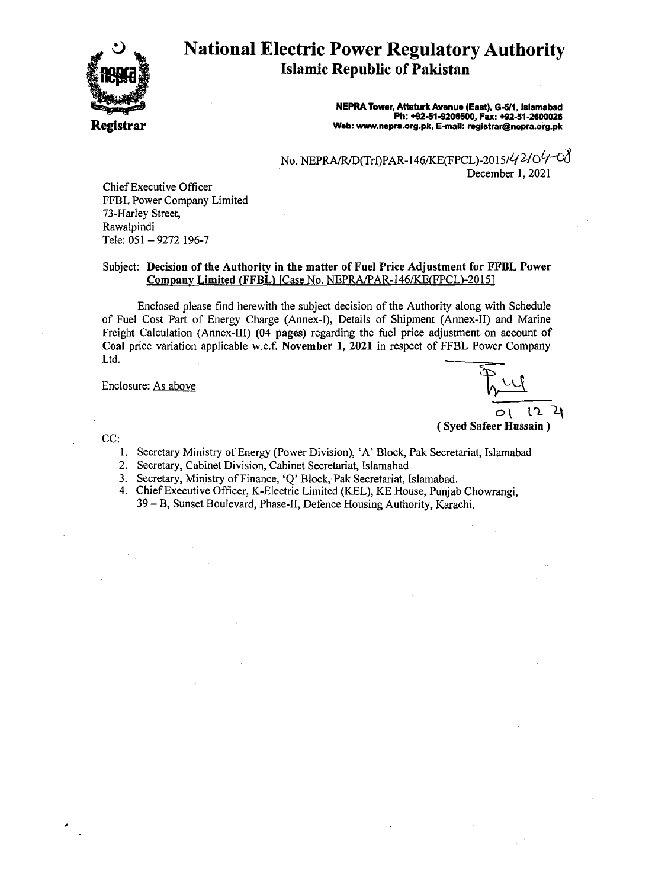# National Electric Power Regulatory Authority

## Islamic Republic of Pakistan

**Registrar**

**NEPRA Tower, Attaturk Avenue (East), G-5/1, Islamabad**
**Ph: +92-51-9206500, Fax: +92-51-2600026**
**Web: www.nepra.org.pk, E-mail: registrar@nepra.org.pk**

No. NEPRA/R/D(Trf)PAR-146/KE(FPCL)-2015/42104-08
December 1, 2021

Chief Executive Officer
FFBL Power Company Limited
73-Harley Street,
Rawalpindi
Tele: 051 – 9272 196-7

Subject: **Decision of the Authority in the matter of Fuel Price Adjustment for FFBL Power Company Limited (FFBL) [Case No. NEPRA/PAR-146/KE(FPCL)-2015]**

Enclosed please find herewith the subject decision of the Authority along with Schedule of Fuel Cost Part of Energy Charge (Annex-I), Details of Shipment (Annex-II) and Marine Freight Calculation (Annex-III) **(04 pages)** regarding the fuel price adjustment on account of **Coal** price variation applicable w.e.f. **November 1, 2021** in respect of FFBL Power Company Ltd.

Enclosure: As above

01 12 21
**( Syed Safeer Hussain )**

CC:

1. Secretary Ministry of Energy (Power Division), 'A' Block, Pak Secretariat, Islamabad
2. Secretary, Cabinet Division, Cabinet Secretariat, Islamabad
3. Secretary, Ministry of Finance, 'Q' Block, Pak Secretariat, Islamabad.
4. Chief Executive Officer, K-Electric Limited (KEL), KE House, Punjab Chowrangi, 39 – B, Sunset Boulevard, Phase-II, Defence Housing Authority, Karachi.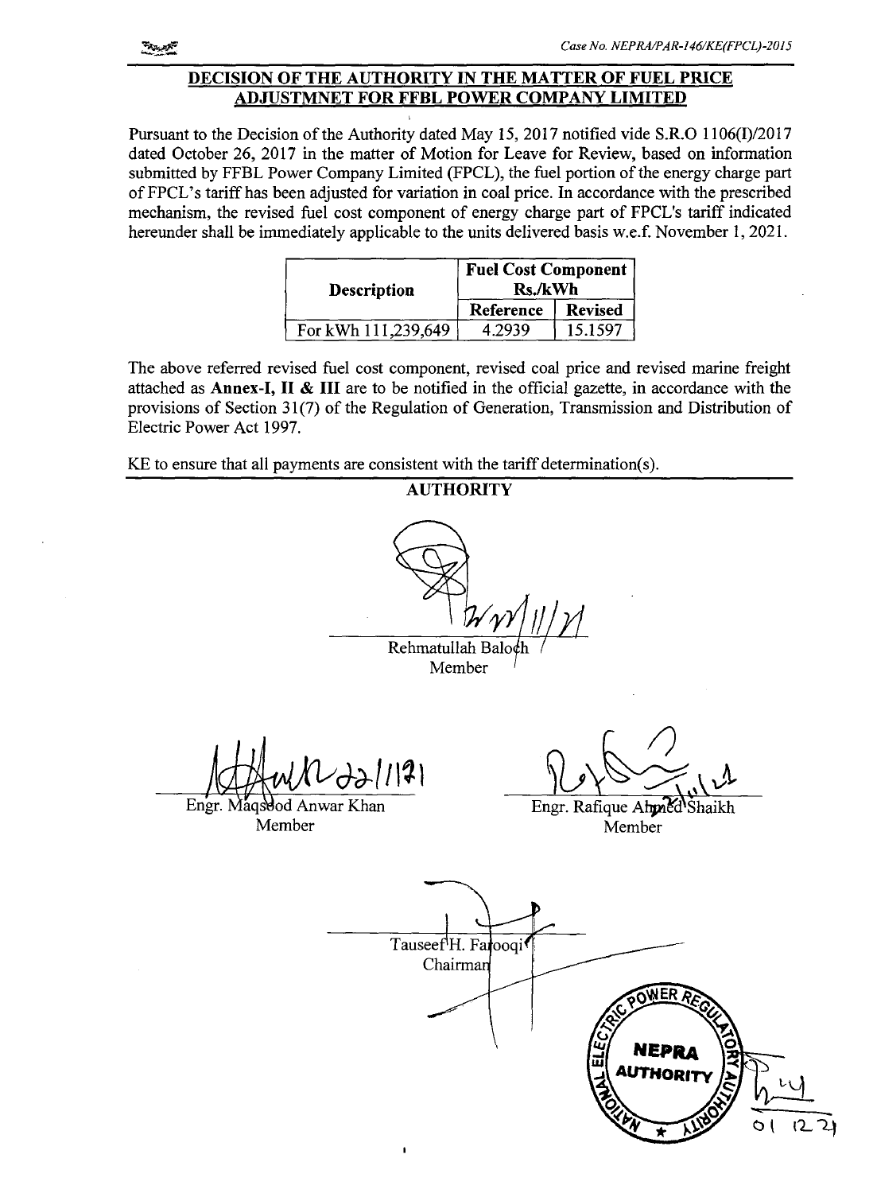## DECISION OF THE AUTHORITY IN THE MATTER OF FUEL PRICE ADJUSTMNET FOR FFBL POWER COMPANY LIMITED

Pursuant to the Decision of the Authority dated May 15, 2017 notified vide S.R.O 1106(I)/2017 dated October 26, 2017 in the matter of Motion for Leave for Review, based on information submitted by FFBL Power Company Limited (FPCL), the fuel portion of the energy charge part of FPCL's tariff has been adjusted for variation in coal price. In accordance with the prescribed mechanism, the revised fuel cost component of energy charge part of FPCL's tariff indicated hereunder shall be immediately applicable to the units delivered basis w.e.f. November 1, 2021.

| Description | Fuel Cost Component Rs./kWh | |
|---|---|---|
| | Reference | Revised |
| For kWh 111,239,649 | 4.2939 | 15.1597 |

The above referred revised fuel cost component, revised coal price and revised marine freight attached as **Annex-I, II & III** are to be notified in the official gazette, in accordance with the provisions of Section 31(7) of the Regulation of Generation, Transmission and Distribution of Electric Power Act 1997.

KE to ensure that all payments are consistent with the tariff determination(s).

**AUTHORITY**

Rehmatullah Baloch
Member

Engr. Maqsood Anwar Khan
Member

Engr. Rafique Ahmed Shaikh
Member

Tauseef H. Farooqi
Chairman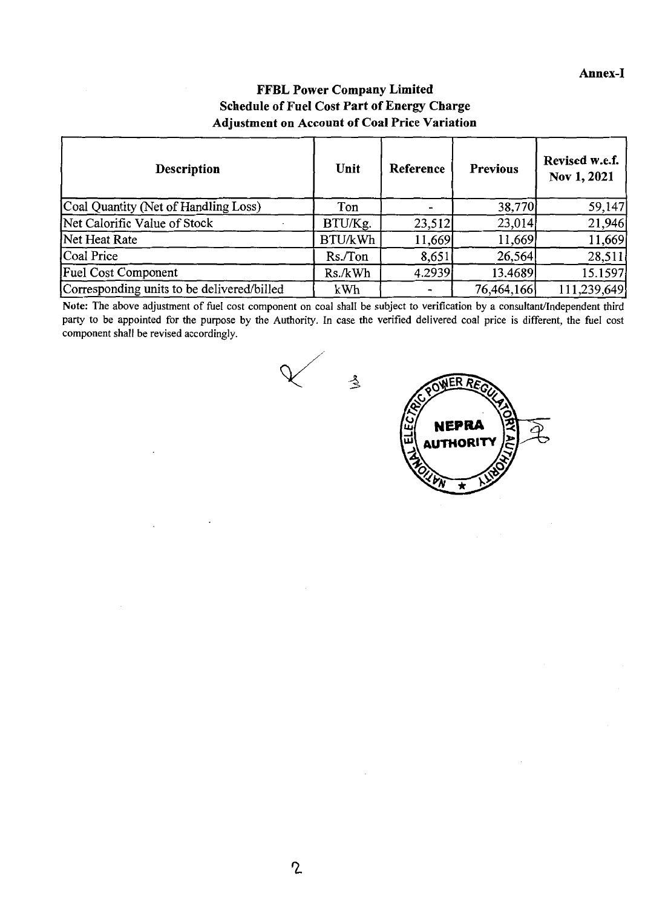**Annex-I**

# FFBL Power Company Limited

## Schedule of Fuel Cost Part of Energy Charge

## Adjustment on Account of Coal Price Variation

| Description | Unit | Reference | Previous | Revised w.e.f. Nov 1, 2021 |
|---|---|---|---|---|
| Coal Quantity (Net of Handling Loss) | Ton | - | 38,770 | 59,147 |
| Net Calorific Value of Stock | BTU/Kg. | 23,512 | 23,014 | 21,946 |
| Net Heat Rate | BTU/kWh | 11,669 | 11,669 | 11,669 |
| Coal Price | Rs./Ton | 8,651 | 26,564 | 28,511 |
| Fuel Cost Component | Rs./kWh | 4.2939 | 13.4689 | 15.1597 |
| Corresponding units to be delivered/billed | kWh | - | 76,464,166 | 111,239,649 |

**Note:** The above adjustment of fuel cost component on coal shall be subject to verification by a consultant/Independent third party to be appointed for the purpose by the Authority. In case the verified delivered coal price is different, the fuel cost component shall be revised accordingly.

NATIONAL ELECTRIC POWER REGULATORY AUTHORITY
NEPRA AUTHORITY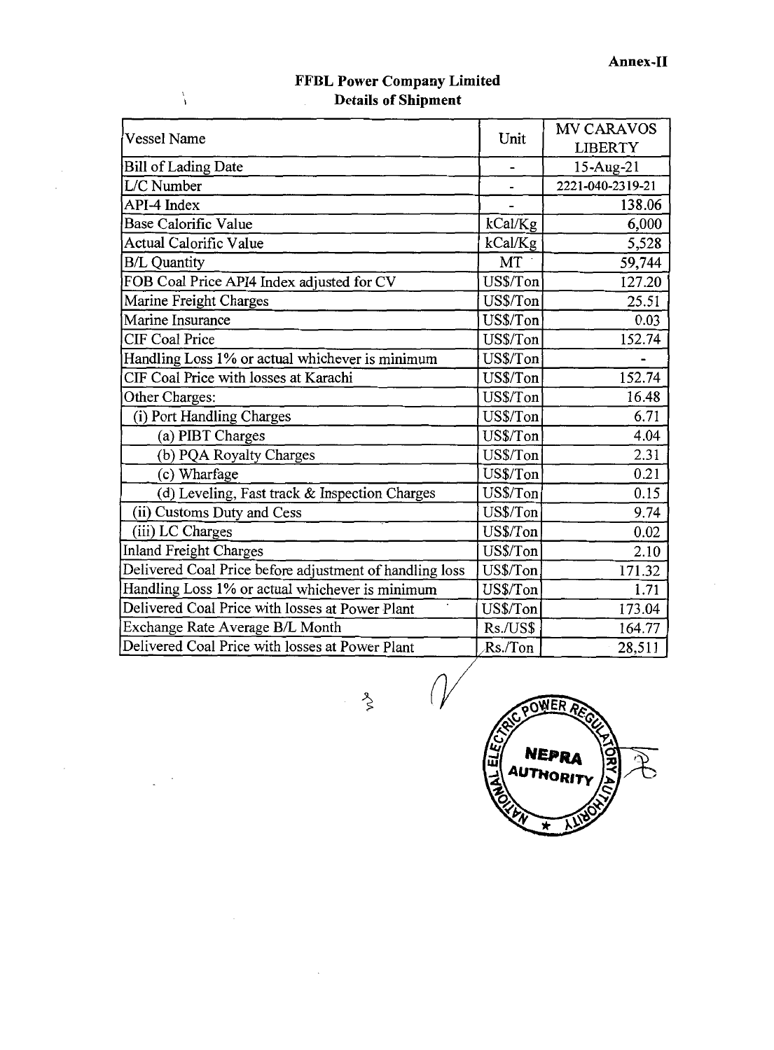**Annex-II**

## FFBL Power Company Limited
### Details of Shipment

| Vessel Name | Unit | MV CARAVOS LIBERTY |
|---|---|---|
| Bill of Lading Date | - | 15-Aug-21 |
| L/C Number | - | 2221-040-2319-21 |
| API-4 Index | - | 138.06 |
| Base Calorific Value | kCal/Kg | 6,000 |
| Actual Calorific Value | kCal/Kg | 5,528 |
| B/L Quantity | MT | 59,744 |
| FOB Coal Price API4 Index adjusted for CV | US$/Ton | 127.20 |
| Marine Freight Charges | US$/Ton | 25.51 |
| Marine Insurance | US$/Ton | 0.03 |
| CIF Coal Price | US$/Ton | 152.74 |
| Handling Loss 1% or actual whichever is minimum | US$/Ton | - |
| CIF Coal Price with losses at Karachi | US$/Ton | 152.74 |
| Other Charges: | US$/Ton | 16.48 |
| (i) Port Handling Charges | US$/Ton | 6.71 |
| (a) PIBT Charges | US$/Ton | 4.04 |
| (b) PQA Royalty Charges | US$/Ton | 2.31 |
| (c) Wharfage | US$/Ton | 0.21 |
| (d) Leveling, Fast track & Inspection Charges | US$/Ton | 0.15 |
| (ii) Customs Duty and Cess | US$/Ton | 9.74 |
| (iii) LC Charges | US$/Ton | 0.02 |
| Inland Freight Charges | US$/Ton | 2.10 |
| Delivered Coal Price before adjustment of handling loss | US$/Ton | 171.32 |
| Handling Loss 1% or actual whichever is minimum | US$/Ton | 1.71 |
| Delivered Coal Price with losses at Power Plant | US$/Ton | 173.04 |
| Exchange Rate Average B/L Month | Rs./US$ | 164.77 |
| Delivered Coal Price with losses at Power Plant | Rs./Ton | 28,511 |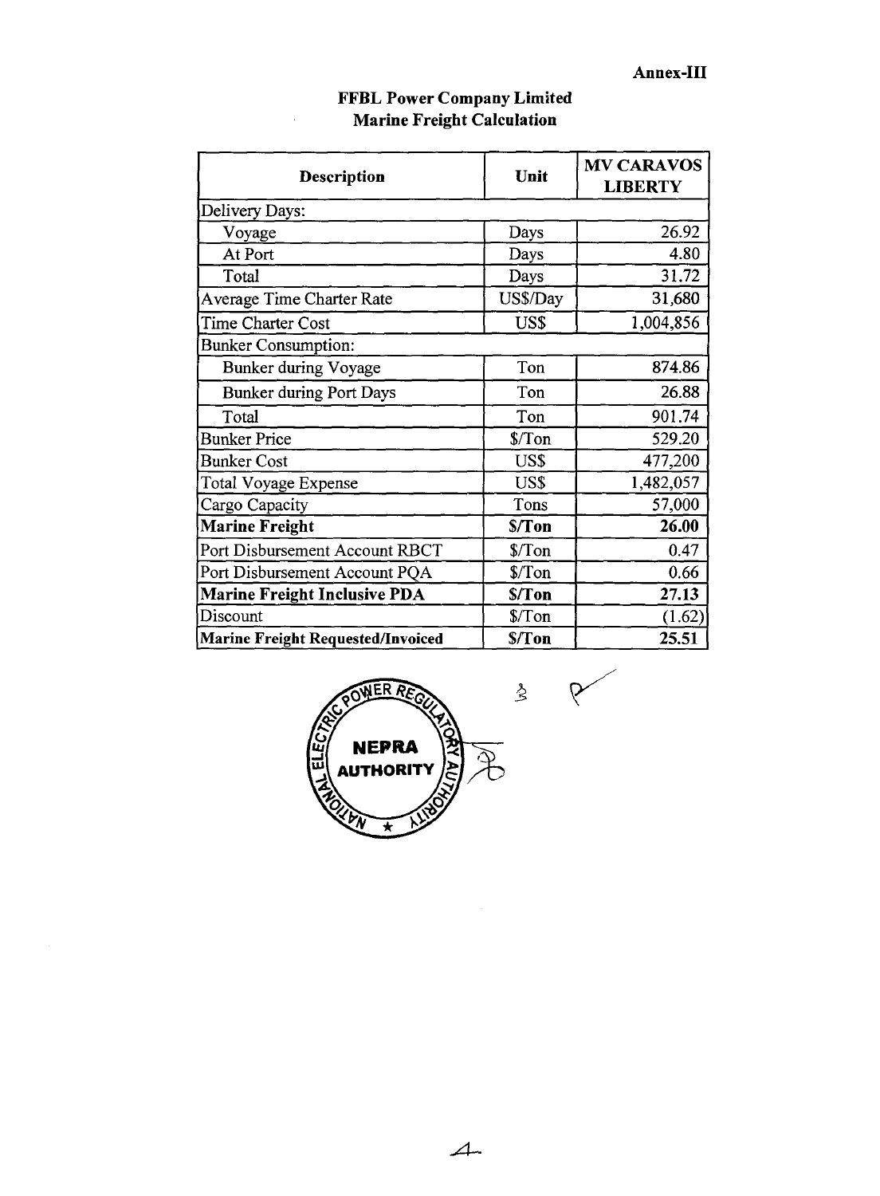Annex-III

## FFBL Power Company Limited
## Marine Freight Calculation

| Description | Unit | MV CARAVOS LIBERTY |
|---|---|---|
| Delivery Days: | | |
| Voyage | Days | 26.92 |
| At Port | Days | 4.80 |
| Total | Days | 31.72 |
| Average Time Charter Rate | US$/Day | 31,680 |
| Time Charter Cost | US$ | 1,004,856 |
| Bunker Consumption: | | |
| Bunker during Voyage | Ton | 874.86 |
| Bunker during Port Days | Ton | 26.88 |
| Total | Ton | 901.74 |
| Bunker Price | $/Ton | 529.20 |
| Bunker Cost | US$ | 477,200 |
| Total Voyage Expense | US$ | 1,482,057 |
| Cargo Capacity | Tons | 57,000 |
| **Marine Freight** | **$/Ton** | **26.00** |
| Port Disbursement Account RBCT | $/Ton | 0.47 |
| Port Disbursement Account PQA | $/Ton | 0.66 |
| **Marine Freight Inclusive PDA** | **$/Ton** | **27.13** |
| Discount | $/Ton | (1.62) |
| **Marine Freight Requested/Invoiced** | **$/Ton** | **25.51** |

NATIONAL ELECTRIC POWER REGULATORY AUTHORITY
NEPRA AUTHORITY